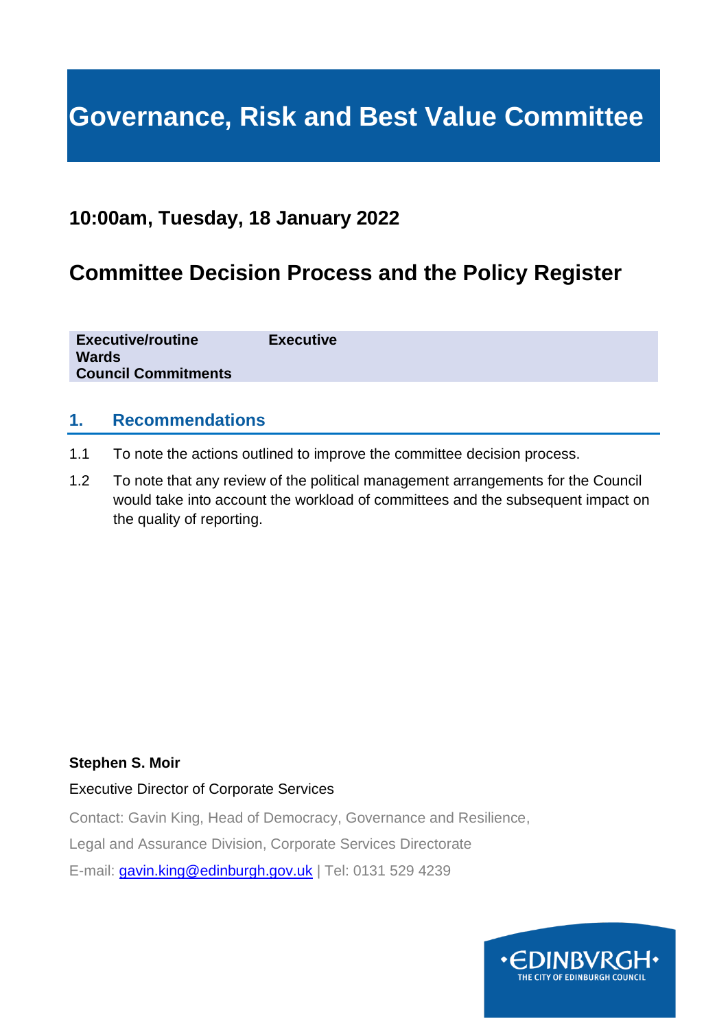# Governance, Risk and Best Value Committee

## 10:00am, Tuesday, 18 January 2022

## Committee Decision Process and the Policy Register

| Executive/routine | Executive |
|---|---|
| Wards | |
| Council Commitments | |

### 1. Recommendations

1.1 To note the actions outlined to improve the committee decision process.

1.2 To note that any review of the political management arrangements for the Council would take into account the workload of committees and the subsequent impact on the quality of reporting.

**Stephen S. Moir**

Executive Director of Corporate Services

Contact: Gavin King, Head of Democracy, Governance and Resilience,

Legal and Assurance Division, Corporate Services Directorate

E-mail: gavin.king@edinburgh.gov.uk | Tel: 0131 529 4239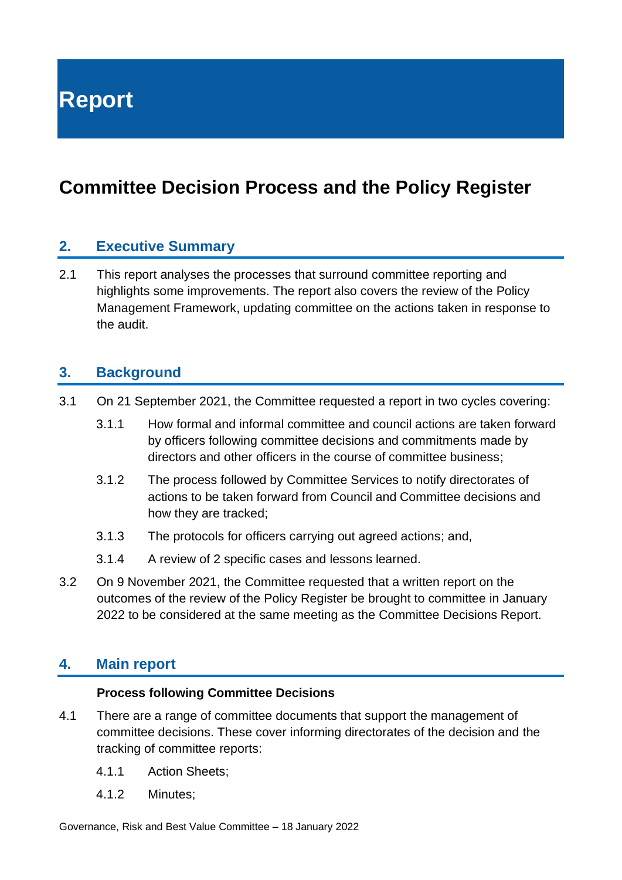# Report

## Committee Decision Process and the Policy Register

### 2. Executive Summary

2.1 This report analyses the processes that surround committee reporting and highlights some improvements. The report also covers the review of the Policy Management Framework, updating committee on the actions taken in response to the audit.

### 3. Background

3.1 On 21 September 2021, the Committee requested a report in two cycles covering:

- 3.1.1 How formal and informal committee and council actions are taken forward by officers following committee decisions and commitments made by directors and other officers in the course of committee business;
- 3.1.2 The process followed by Committee Services to notify directorates of actions to be taken forward from Council and Committee decisions and how they are tracked;
- 3.1.3 The protocols for officers carrying out agreed actions; and,
- 3.1.4 A review of 2 specific cases and lessons learned.

3.2 On 9 November 2021, the Committee requested that a written report on the outcomes of the review of the Policy Register be brought to committee in January 2022 to be considered at the same meeting as the Committee Decisions Report.

### 4. Main report

**Process following Committee Decisions**

4.1 There are a range of committee documents that support the management of committee decisions. These cover informing directorates of the decision and the tracking of committee reports:

- 4.1.1 Action Sheets;
- 4.1.2 Minutes;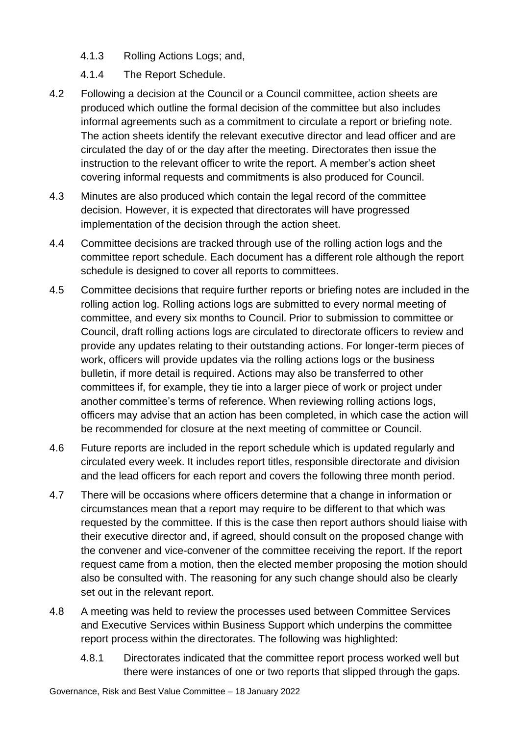4.1.3 Rolling Actions Logs; and,

4.1.4 The Report Schedule.

4.2 Following a decision at the Council or a Council committee, action sheets are produced which outline the formal decision of the committee but also includes informal agreements such as a commitment to circulate a report or briefing note. The action sheets identify the relevant executive director and lead officer and are circulated the day of or the day after the meeting. Directorates then issue the instruction to the relevant officer to write the report. A member's action sheet covering informal requests and commitments is also produced for Council.

4.3 Minutes are also produced which contain the legal record of the committee decision. However, it is expected that directorates will have progressed implementation of the decision through the action sheet.

4.4 Committee decisions are tracked through use of the rolling action logs and the committee report schedule. Each document has a different role although the report schedule is designed to cover all reports to committees.

4.5 Committee decisions that require further reports or briefing notes are included in the rolling action log. Rolling actions logs are submitted to every normal meeting of committee, and every six months to Council. Prior to submission to committee or Council, draft rolling actions logs are circulated to directorate officers to review and provide any updates relating to their outstanding actions. For longer-term pieces of work, officers will provide updates via the rolling actions logs or the business bulletin, if more detail is required. Actions may also be transferred to other committees if, for example, they tie into a larger piece of work or project under another committee's terms of reference. When reviewing rolling actions logs, officers may advise that an action has been completed, in which case the action will be recommended for closure at the next meeting of committee or Council.

4.6 Future reports are included in the report schedule which is updated regularly and circulated every week. It includes report titles, responsible directorate and division and the lead officers for each report and covers the following three month period.

4.7 There will be occasions where officers determine that a change in information or circumstances mean that a report may require to be different to that which was requested by the committee. If this is the case then report authors should liaise with their executive director and, if agreed, should consult on the proposed change with the convener and vice-convener of the committee receiving the report. If the report request came from a motion, then the elected member proposing the motion should also be consulted with. The reasoning for any such change should also be clearly set out in the relevant report.

4.8 A meeting was held to review the processes used between Committee Services and Executive Services within Business Support which underpins the committee report process within the directorates. The following was highlighted:

4.8.1 Directorates indicated that the committee report process worked well but there were instances of one or two reports that slipped through the gaps.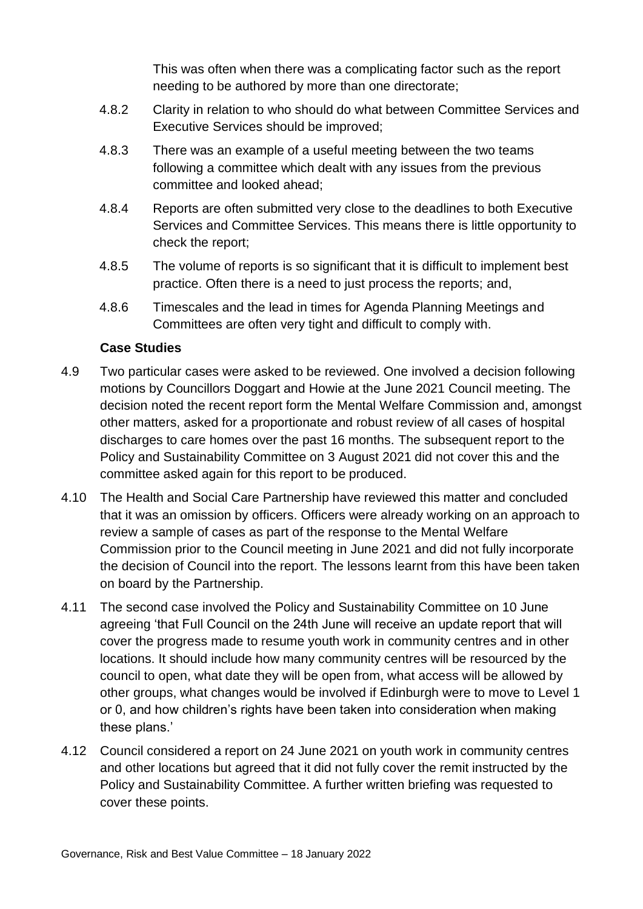This was often when there was a complicating factor such as the report needing to be authored by more than one directorate;

4.8.2 Clarity in relation to who should do what between Committee Services and Executive Services should be improved;

4.8.3 There was an example of a useful meeting between the two teams following a committee which dealt with any issues from the previous committee and looked ahead;

4.8.4 Reports are often submitted very close to the deadlines to both Executive Services and Committee Services. This means there is little opportunity to check the report;

4.8.5 The volume of reports is so significant that it is difficult to implement best practice. Often there is a need to just process the reports; and,

4.8.6 Timescales and the lead in times for Agenda Planning Meetings and Committees are often very tight and difficult to comply with.

**Case Studies**

4.9 Two particular cases were asked to be reviewed. One involved a decision following motions by Councillors Doggart and Howie at the June 2021 Council meeting. The decision noted the recent report form the Mental Welfare Commission and, amongst other matters, asked for a proportionate and robust review of all cases of hospital discharges to care homes over the past 16 months. The subsequent report to the Policy and Sustainability Committee on 3 August 2021 did not cover this and the committee asked again for this report to be produced.

4.10 The Health and Social Care Partnership have reviewed this matter and concluded that it was an omission by officers. Officers were already working on an approach to review a sample of cases as part of the response to the Mental Welfare Commission prior to the Council meeting in June 2021 and did not fully incorporate the decision of Council into the report. The lessons learnt from this have been taken on board by the Partnership.

4.11 The second case involved the Policy and Sustainability Committee on 10 June agreeing 'that Full Council on the 24th June will receive an update report that will cover the progress made to resume youth work in community centres and in other locations. It should include how many community centres will be resourced by the council to open, what date they will be open from, what access will be allowed by other groups, what changes would be involved if Edinburgh were to move to Level 1 or 0, and how children's rights have been taken into consideration when making these plans.'

4.12 Council considered a report on 24 June 2021 on youth work in community centres and other locations but agreed that it did not fully cover the remit instructed by the Policy and Sustainability Committee. A further written briefing was requested to cover these points.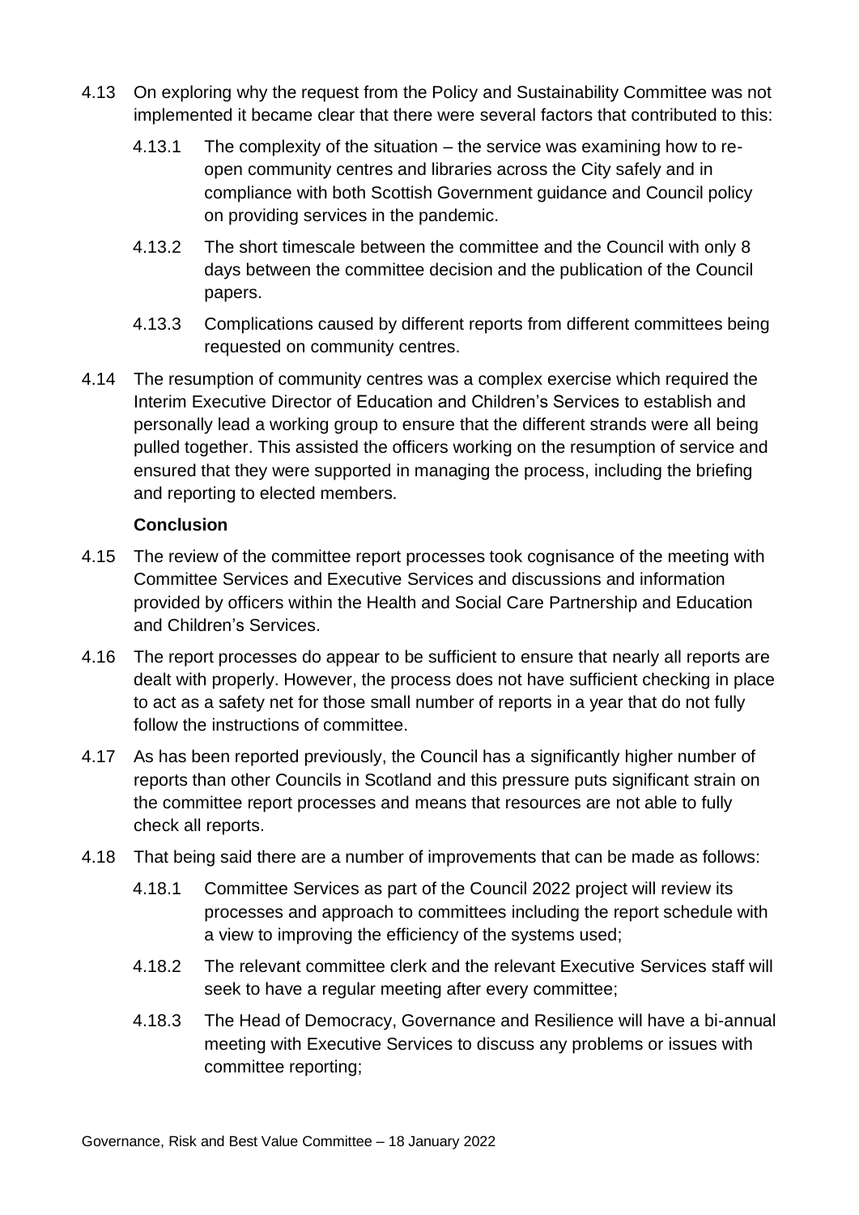4.13 On exploring why the request from the Policy and Sustainability Committee was not implemented it became clear that there were several factors that contributed to this:

4.13.1 The complexity of the situation – the service was examining how to re-open community centres and libraries across the City safely and in compliance with both Scottish Government guidance and Council policy on providing services in the pandemic.

4.13.2 The short timescale between the committee and the Council with only 8 days between the committee decision and the publication of the Council papers.

4.13.3 Complications caused by different reports from different committees being requested on community centres.

4.14 The resumption of community centres was a complex exercise which required the Interim Executive Director of Education and Children's Services to establish and personally lead a working group to ensure that the different strands were all being pulled together. This assisted the officers working on the resumption of service and ensured that they were supported in managing the process, including the briefing and reporting to elected members.

**Conclusion**

4.15 The review of the committee report processes took cognisance of the meeting with Committee Services and Executive Services and discussions and information provided by officers within the Health and Social Care Partnership and Education and Children's Services.

4.16 The report processes do appear to be sufficient to ensure that nearly all reports are dealt with properly. However, the process does not have sufficient checking in place to act as a safety net for those small number of reports in a year that do not fully follow the instructions of committee.

4.17 As has been reported previously, the Council has a significantly higher number of reports than other Councils in Scotland and this pressure puts significant strain on the committee report processes and means that resources are not able to fully check all reports.

4.18 That being said there are a number of improvements that can be made as follows:

4.18.1 Committee Services as part of the Council 2022 project will review its processes and approach to committees including the report schedule with a view to improving the efficiency of the systems used;

4.18.2 The relevant committee clerk and the relevant Executive Services staff will seek to have a regular meeting after every committee;

4.18.3 The Head of Democracy, Governance and Resilience will have a bi-annual meeting with Executive Services to discuss any problems or issues with committee reporting;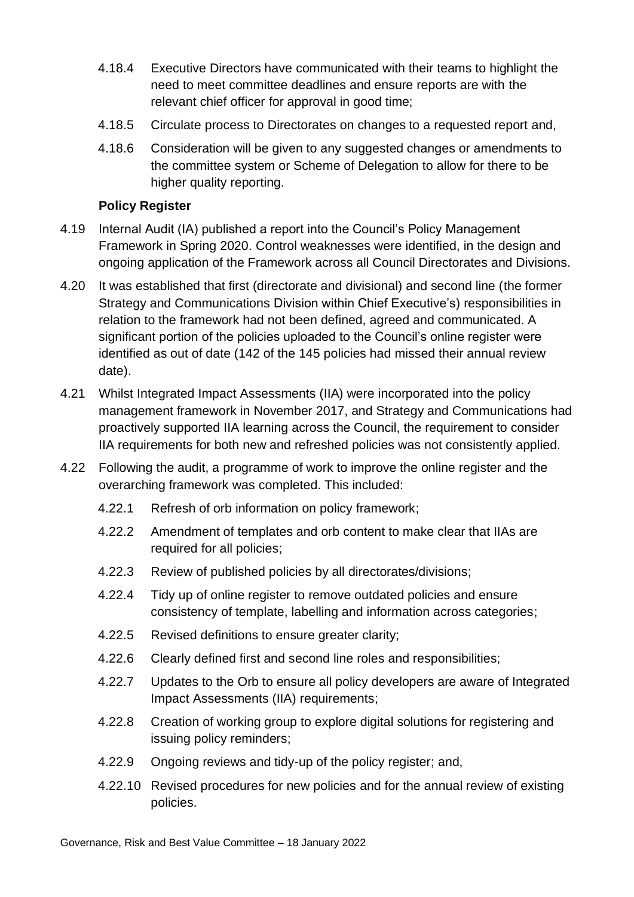4.18.4 Executive Directors have communicated with their teams to highlight the need to meet committee deadlines and ensure reports are with the relevant chief officer for approval in good time;

4.18.5 Circulate process to Directorates on changes to a requested report and,

4.18.6 Consideration will be given to any suggested changes or amendments to the committee system or Scheme of Delegation to allow for there to be higher quality reporting.

**Policy Register**

4.19 Internal Audit (IA) published a report into the Council's Policy Management Framework in Spring 2020. Control weaknesses were identified, in the design and ongoing application of the Framework across all Council Directorates and Divisions.

4.20 It was established that first (directorate and divisional) and second line (the former Strategy and Communications Division within Chief Executive's) responsibilities in relation to the framework had not been defined, agreed and communicated. A significant portion of the policies uploaded to the Council's online register were identified as out of date (142 of the 145 policies had missed their annual review date).

4.21 Whilst Integrated Impact Assessments (IIA) were incorporated into the policy management framework in November 2017, and Strategy and Communications had proactively supported IIA learning across the Council, the requirement to consider IIA requirements for both new and refreshed policies was not consistently applied.

4.22 Following the audit, a programme of work to improve the online register and the overarching framework was completed. This included:

4.22.1 Refresh of orb information on policy framework;

4.22.2 Amendment of templates and orb content to make clear that IIAs are required for all policies;

4.22.3 Review of published policies by all directorates/divisions;

4.22.4 Tidy up of online register to remove outdated policies and ensure consistency of template, labelling and information across categories;

4.22.5 Revised definitions to ensure greater clarity;

4.22.6 Clearly defined first and second line roles and responsibilities;

4.22.7 Updates to the Orb to ensure all policy developers are aware of Integrated Impact Assessments (IIA) requirements;

4.22.8 Creation of working group to explore digital solutions for registering and issuing policy reminders;

4.22.9 Ongoing reviews and tidy-up of the policy register; and,

4.22.10 Revised procedures for new policies and for the annual review of existing policies.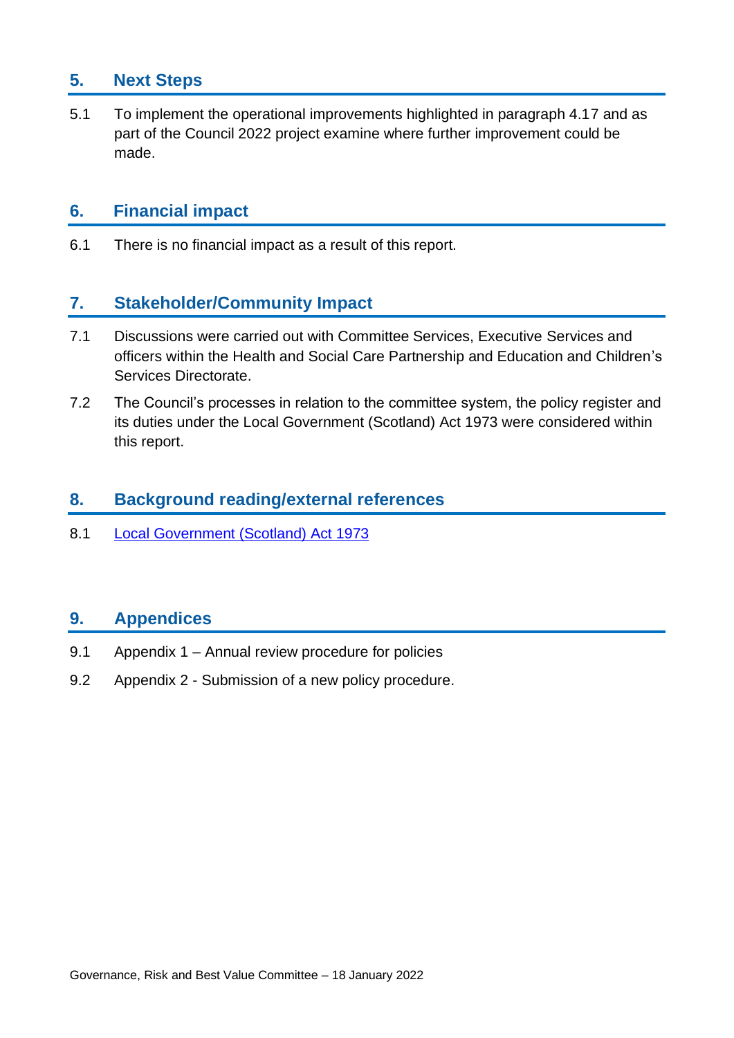## 5. Next Steps

5.1 To implement the operational improvements highlighted in paragraph 4.17 and as part of the Council 2022 project examine where further improvement could be made.

## 6. Financial impact

6.1 There is no financial impact as a result of this report.

## 7. Stakeholder/Community Impact

7.1 Discussions were carried out with Committee Services, Executive Services and officers within the Health and Social Care Partnership and Education and Children's Services Directorate.

7.2 The Council's processes in relation to the committee system, the policy register and its duties under the Local Government (Scotland) Act 1973 were considered within this report.

## 8. Background reading/external references

8.1 Local Government (Scotland) Act 1973

## 9. Appendices

9.1 Appendix 1 – Annual review procedure for policies

9.2 Appendix 2 - Submission of a new policy procedure.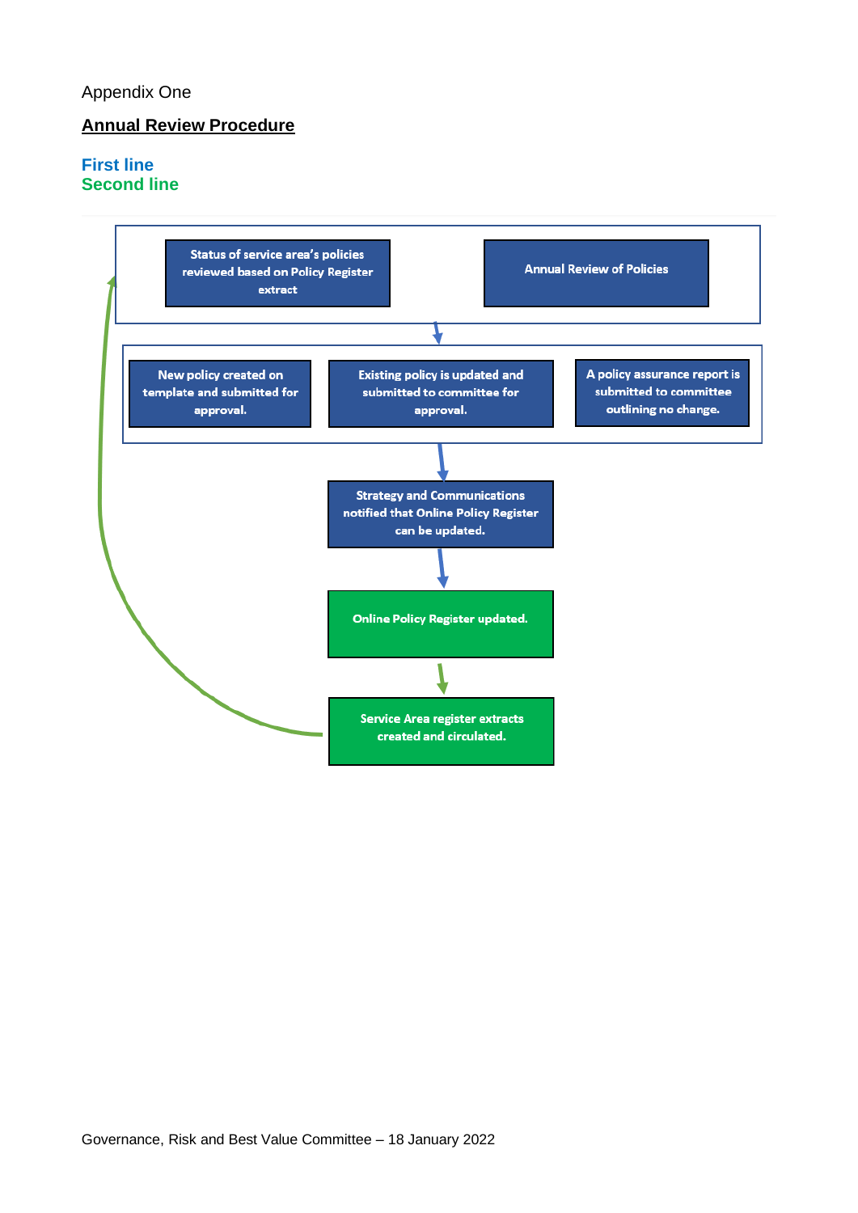Appendix One

## Annual Review Procedure

First line
Second line

Status of service area's policies reviewed based on Policy Register extract

Annual Review of Policies

New policy created on template and submitted for approval.

Existing policy is updated and submitted to committee for approval.

A policy assurance report is submitted to committee outlining no change.

Strategy and Communications notified that Online Policy Register can be updated.

Online Policy Register updated.

Service Area register extracts created and circulated.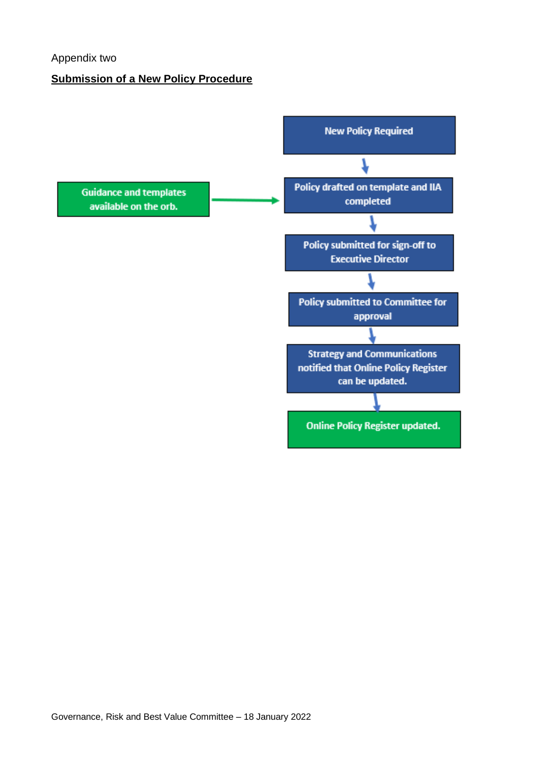Appendix two

**Submission of a New Policy Procedure**

New Policy Required

Guidance and templates available on the orb.

Policy drafted on template and IIA completed

Policy submitted for sign-off to Executive Director

Policy submitted to Committee for approval

Strategy and Communications notified that Online Policy Register can be updated.

Online Policy Register updated.